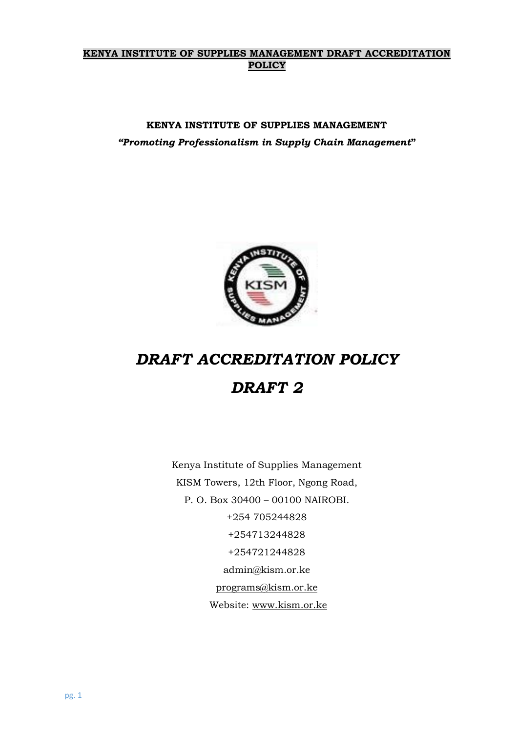**KENYA INSTITUTE OF SUPPLIES MANAGEMENT DRAFT ACCREDITATION POLICY**

**KENYA INSTITUTE OF SUPPLIES MANAGEMENT**

***"Promoting Professionalism in Supply Chain Management"***

# *DRAFT ACCREDITATION POLICY*

# *DRAFT 2*

Kenya Institute of Supplies Management

KISM Towers, 12th Floor, Ngong Road,

P. O. Box 30400 – 00100 NAIROBI.

+254 705244828

+254713244828

+254721244828

admin@kism.or.ke

programs@kism.or.ke

Website: www.kism.or.ke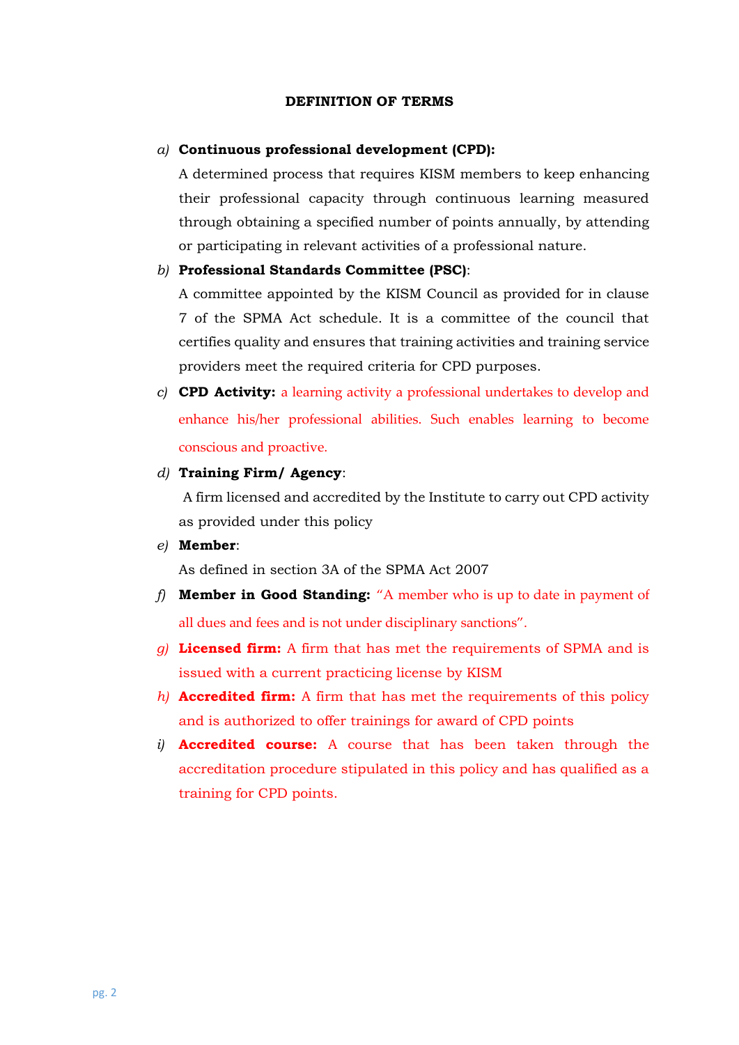## DEFINITION OF TERMS

*a)* **Continuous professional development (CPD):**
A determined process that requires KISM members to keep enhancing their professional capacity through continuous learning measured through obtaining a specified number of points annually, by attending or participating in relevant activities of a professional nature.

*b)* **Professional Standards Committee (PSC)**:
A committee appointed by the KISM Council as provided for in clause 7 of the SPMA Act schedule. It is a committee of the council that certifies quality and ensures that training activities and training service providers meet the required criteria for CPD purposes.

*c)* **CPD Activity:** a learning activity a professional undertakes to develop and enhance his/her professional abilities. Such enables learning to become conscious and proactive.

*d)* **Training Firm/ Agency**:
A firm licensed and accredited by the Institute to carry out CPD activity as provided under this policy

*e)* **Member**:
As defined in section 3A of the SPMA Act 2007

*f)* **Member in Good Standing:** "A member who is up to date in payment of all dues and fees and is not under disciplinary sanctions".

*g)* **Licensed firm:** A firm that has met the requirements of SPMA and is issued with a current practicing license by KISM

*h)* **Accredited firm:** A firm that has met the requirements of this policy and is authorized to offer trainings for award of CPD points

*i)* **Accredited course:** A course that has been taken through the accreditation procedure stipulated in this policy and has qualified as a training for CPD points.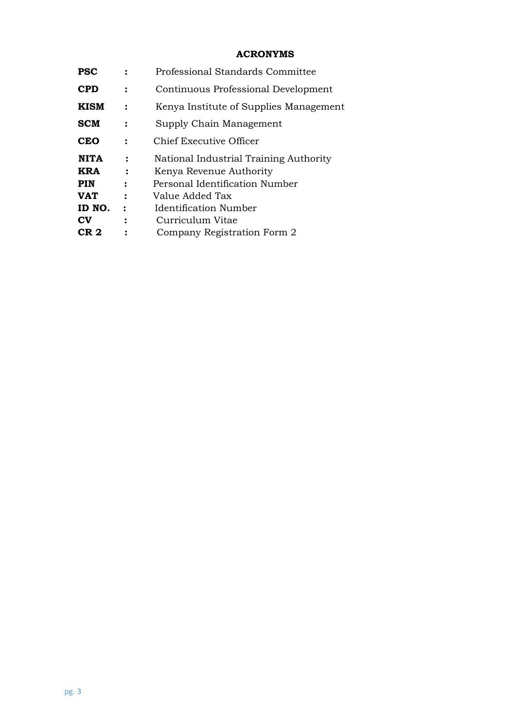## ACRONYMS

| | | |
|---|---|---|
| **PSC** | : | Professional Standards Committee |
| **CPD** | : | Continuous Professional Development |
| **KISM** | : | Kenya Institute of Supplies Management |
| **SCM** | : | Supply Chain Management |
| **CEO** | : | Chief Executive Officer |
| **NITA** | : | National Industrial Training Authority |
| **KRA** | : | Kenya Revenue Authority |
| **PIN** | : | Personal Identification Number |
| **VAT** | : | Value Added Tax |
| **ID NO.** | : | Identification Number |
| **CV** | : | Curriculum Vitae |
| **CR 2** | : | Company Registration Form 2 |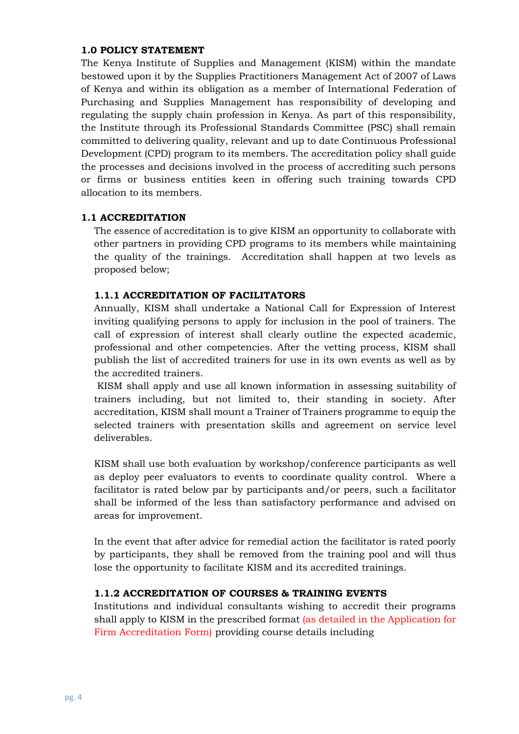## 1.0 POLICY STATEMENT

The Kenya Institute of Supplies and Management (KISM) within the mandate bestowed upon it by the Supplies Practitioners Management Act of 2007 of Laws of Kenya and within its obligation as a member of International Federation of Purchasing and Supplies Management has responsibility of developing and regulating the supply chain profession in Kenya. As part of this responsibility, the Institute through its Professional Standards Committee (PSC) shall remain committed to delivering quality, relevant and up to date Continuous Professional Development (CPD) program to its members. The accreditation policy shall guide the processes and decisions involved in the process of accrediting such persons or firms or business entities keen in offering such training towards CPD allocation to its members.

### 1.1 ACCREDITATION

The essence of accreditation is to give KISM an opportunity to collaborate with other partners in providing CPD programs to its members while maintaining the quality of the trainings. Accreditation shall happen at two levels as proposed below;

#### 1.1.1 ACCREDITATION OF FACILITATORS

Annually, KISM shall undertake a National Call for Expression of Interest inviting qualifying persons to apply for inclusion in the pool of trainers. The call of expression of interest shall clearly outline the expected academic, professional and other competencies. After the vetting process, KISM shall publish the list of accredited trainers for use in its own events as well as by the accredited trainers.

KISM shall apply and use all known information in assessing suitability of trainers including, but not limited to, their standing in society. After accreditation, KISM shall mount a Trainer of Trainers programme to equip the selected trainers with presentation skills and agreement on service level deliverables.

KISM shall use both evaluation by workshop/conference participants as well as deploy peer evaluators to events to coordinate quality control. Where a facilitator is rated below par by participants and/or peers, such a facilitator shall be informed of the less than satisfactory performance and advised on areas for improvement.

In the event that after advice for remedial action the facilitator is rated poorly by participants, they shall be removed from the training pool and will thus lose the opportunity to facilitate KISM and its accredited trainings.

#### 1.1.2 ACCREDITATION OF COURSES & TRAINING EVENTS

Institutions and individual consultants wishing to accredit their programs shall apply to KISM in the prescribed format (as detailed in the Application for Firm Accreditation Form) providing course details including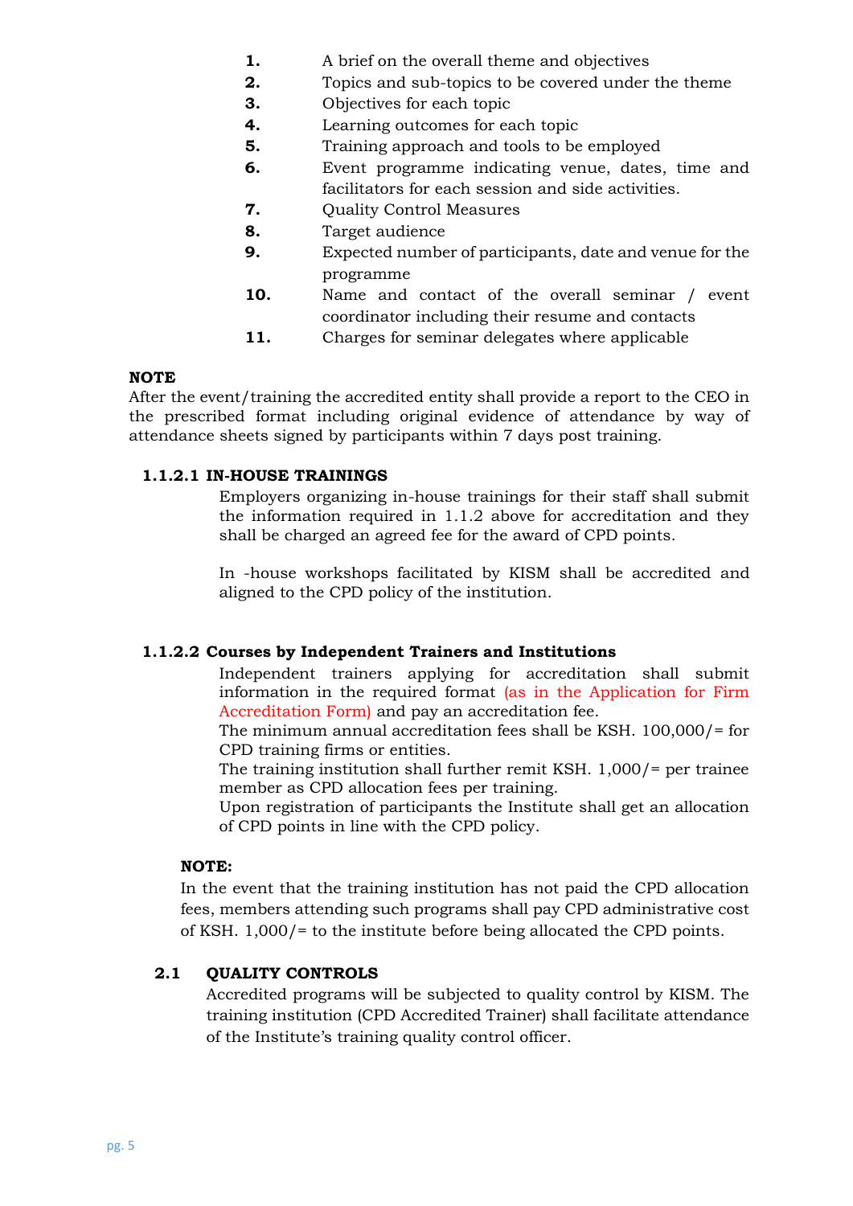1. A brief on the overall theme and objectives
2. Topics and sub-topics to be covered under the theme
3. Objectives for each topic
4. Learning outcomes for each topic
5. Training approach and tools to be employed
6. Event programme indicating venue, dates, time and facilitators for each session and side activities.
7. Quality Control Measures
8. Target audience
9. Expected number of participants, date and venue for the programme
10. Name and contact of the overall seminar / event coordinator including their resume and contacts
11. Charges for seminar delegates where applicable

**NOTE**

After the event/training the accredited entity shall provide a report to the CEO in the prescribed format including original evidence of attendance by way of attendance sheets signed by participants within 7 days post training.

#### 1.1.2.1 IN-HOUSE TRAININGS

Employers organizing in-house trainings for their staff shall submit the information required in 1.1.2 above for accreditation and they shall be charged an agreed fee for the award of CPD points.

In -house workshops facilitated by KISM shall be accredited and aligned to the CPD policy of the institution.

#### 1.1.2.2 Courses by Independent Trainers and Institutions

Independent trainers applying for accreditation shall submit information in the required format (as in the Application for Firm Accreditation Form) and pay an accreditation fee.

The minimum annual accreditation fees shall be KSH. 100,000/= for CPD training firms or entities.

The training institution shall further remit KSH. 1,000/= per trainee member as CPD allocation fees per training.

Upon registration of participants the Institute shall get an allocation of CPD points in line with the CPD policy.

**NOTE:**

In the event that the training institution has not paid the CPD allocation fees, members attending such programs shall pay CPD administrative cost of KSH. 1,000/= to the institute before being allocated the CPD points.

### 2.1 QUALITY CONTROLS

Accredited programs will be subjected to quality control by KISM. The training institution (CPD Accredited Trainer) shall facilitate attendance of the Institute's training quality control officer.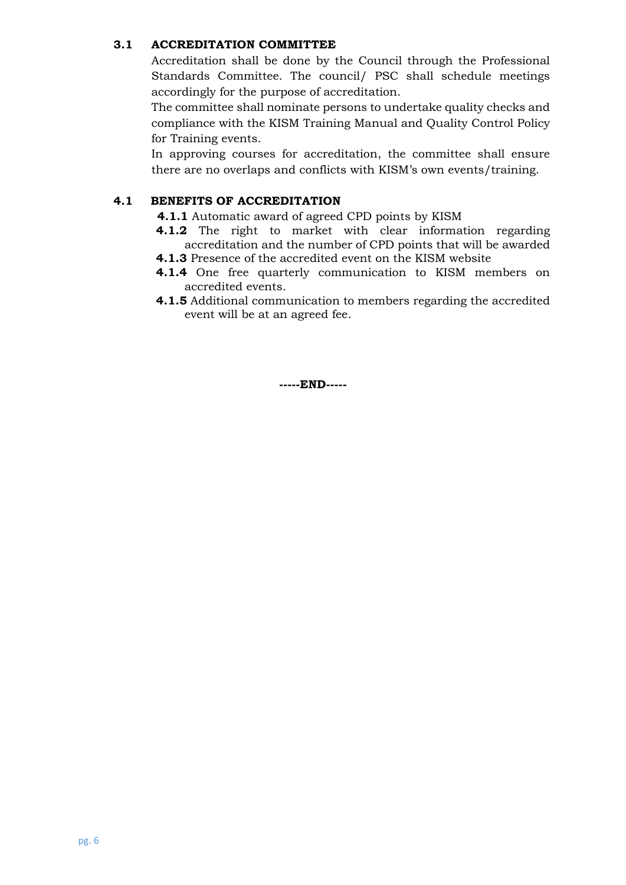### 3.1 ACCREDITATION COMMITTEE

Accreditation shall be done by the Council through the Professional Standards Committee. The council/ PSC shall schedule meetings accordingly for the purpose of accreditation.

The committee shall nominate persons to undertake quality checks and compliance with the KISM Training Manual and Quality Control Policy for Training events.

In approving courses for accreditation, the committee shall ensure there are no overlaps and conflicts with KISM's own events/training.

### 4.1 BENEFITS OF ACCREDITATION

**4.1.1** Automatic award of agreed CPD points by KISM

**4.1.2** The right to market with clear information regarding accreditation and the number of CPD points that will be awarded

**4.1.3** Presence of the accredited event on the KISM website

**4.1.4** One free quarterly communication to KISM members on accredited events.

**4.1.5** Additional communication to members regarding the accredited event will be at an agreed fee.

**-----END-----**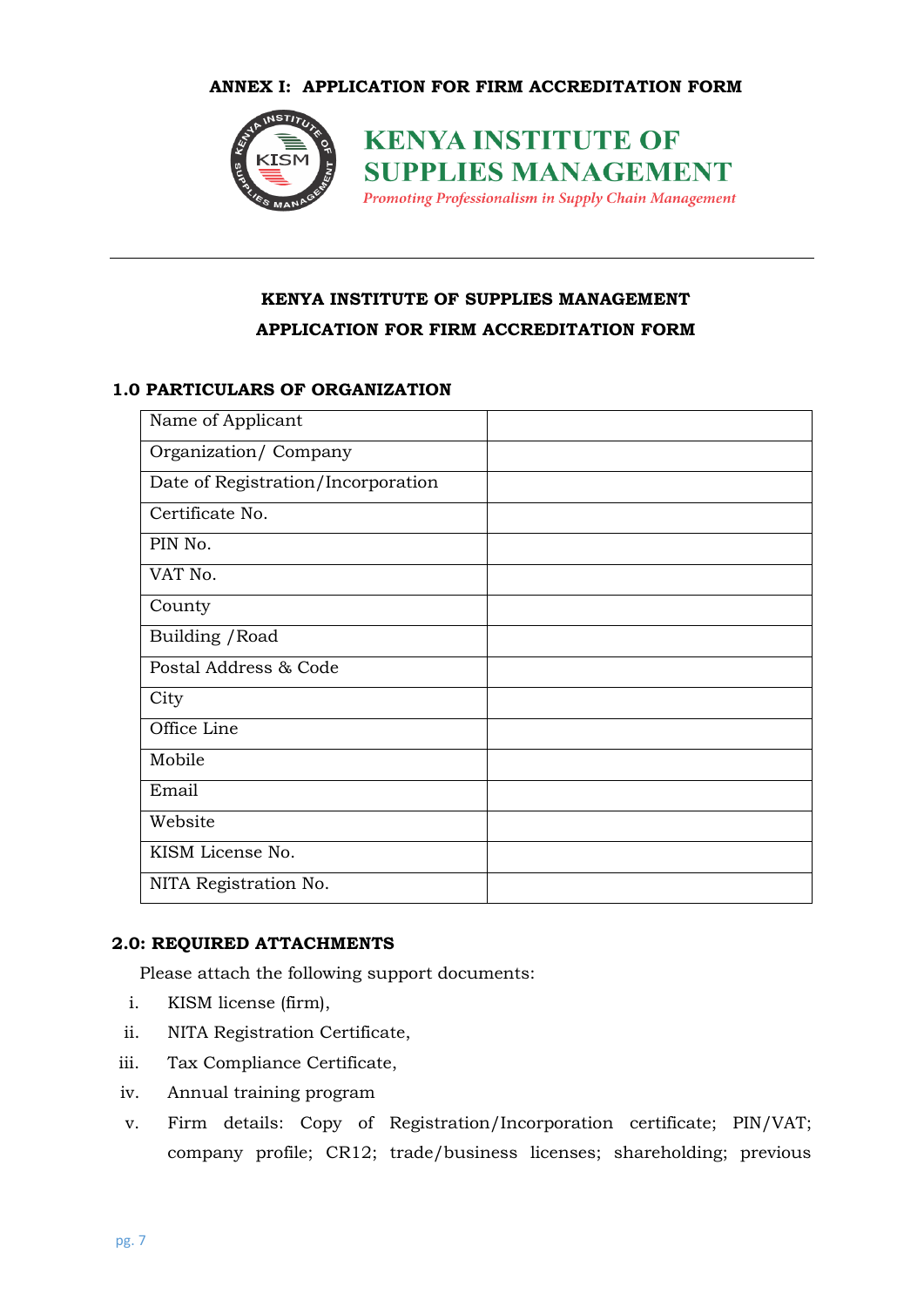**ANNEX I: APPLICATION FOR FIRM ACCREDITATION FORM**

**KENYA INSTITUTE OF SUPPLIES MANAGEMENT**

*Promoting Professionalism in Supply Chain Management*

---

**KENYA INSTITUTE OF SUPPLIES MANAGEMENT**

**APPLICATION FOR FIRM ACCREDITATION FORM**

## 1.0 PARTICULARS OF ORGANIZATION

| | |
|---|---|
| Name of Applicant | |
| Organization/ Company | |
| Date of Registration/Incorporation | |
| Certificate No. | |
| PIN No. | |
| VAT No. | |
| County | |
| Building /Road | |
| Postal Address & Code | |
| City | |
| Office Line | |
| Mobile | |
| Email | |
| Website | |
| KISM License No. | |
| NITA Registration No. | |

## 2.0: REQUIRED ATTACHMENTS

Please attach the following support documents:

i. KISM license (firm),

ii. NITA Registration Certificate,

iii. Tax Compliance Certificate,

iv. Annual training program

v. Firm details: Copy of Registration/Incorporation certificate; PIN/VAT; company profile; CR12; trade/business licenses; shareholding; previous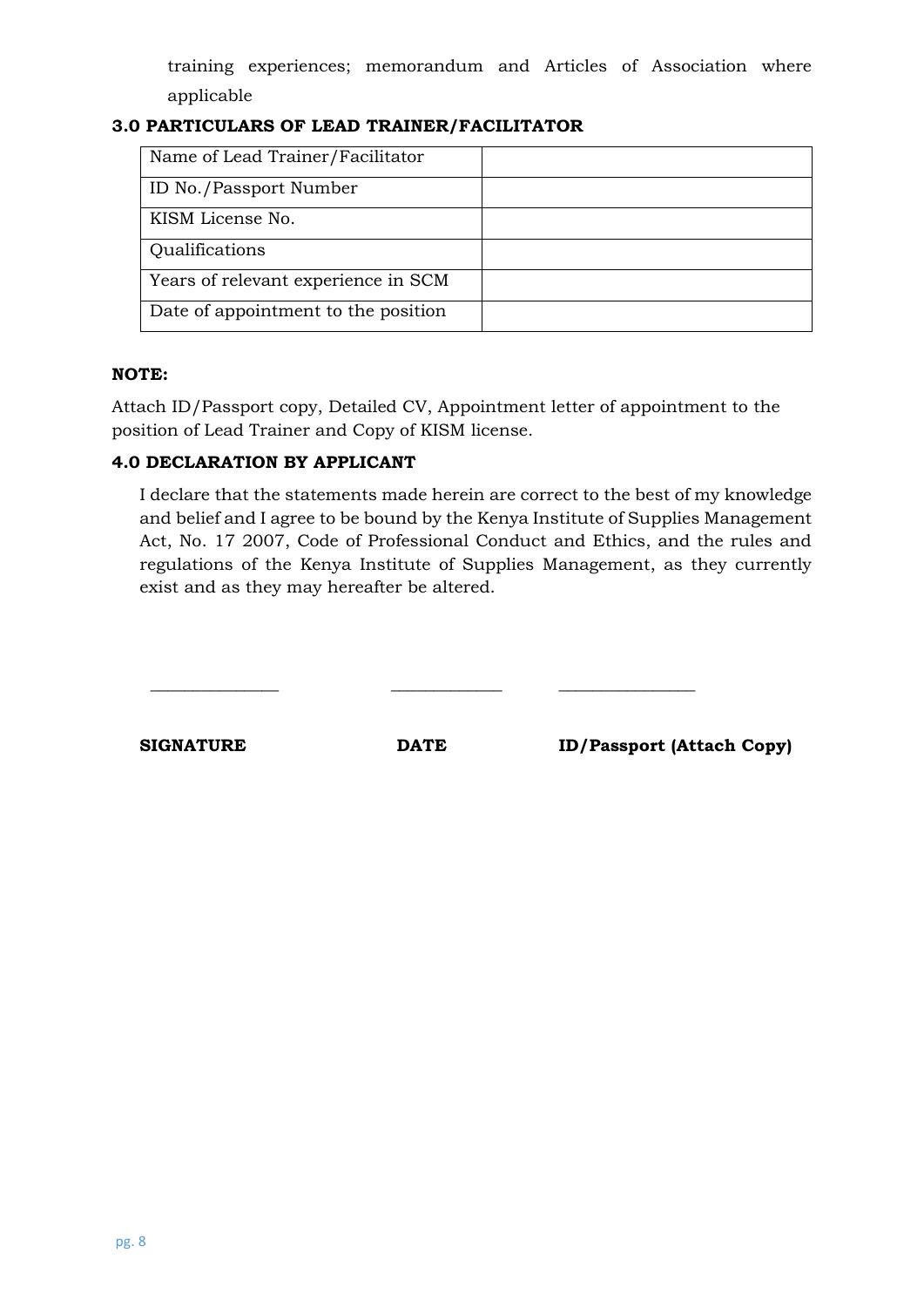training experiences; memorandum and Articles of Association where applicable

### 3.0 PARTICULARS OF LEAD TRAINER/FACILITATOR

| Name of Lead Trainer/Facilitator | |
|---|---|
| ID No./Passport Number | |
| KISM License No. | |
| Qualifications | |
| Years of relevant experience in SCM | |
| Date of appointment to the position | |

**NOTE:**

Attach ID/Passport copy, Detailed CV, Appointment letter of appointment to the position of Lead Trainer and Copy of KISM license.

### 4.0 DECLARATION BY APPLICANT

I declare that the statements made herein are correct to the best of my knowledge and belief and I agree to be bound by the Kenya Institute of Supplies Management Act, No. 17 2007, Code of Professional Conduct and Ethics, and the rules and regulations of the Kenya Institute of Supplies Management, as they currently exist and as they may hereafter be altered.

_______________ _____________ ________________

**SIGNATURE** **DATE** **ID/Passport (Attach Copy)**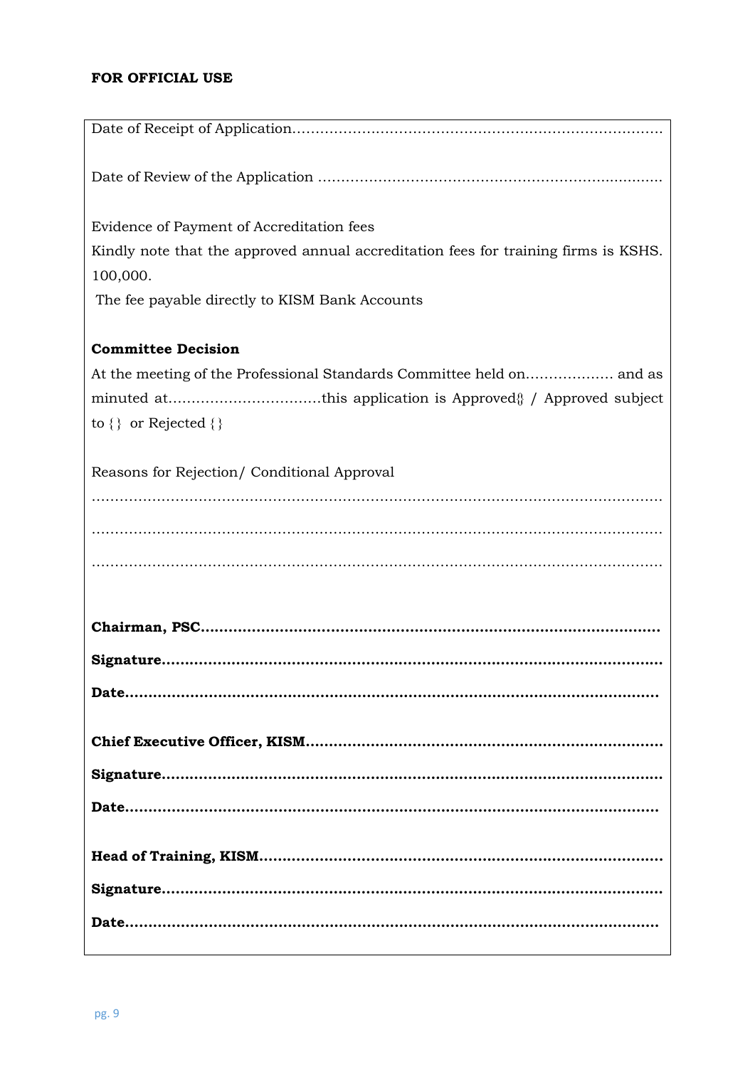**FOR OFFICIAL USE**

Date of Receipt of Application………………………………………………………………………

Date of Review of the Application ………………………………………………………………….

Evidence of Payment of Accreditation fees

Kindly note that the approved annual accreditation fees for training firms is KSHS. 100,000.

The fee payable directly to KISM Bank Accounts

**Committee Decision**

At the meeting of the Professional Standards Committee held on………………. and as minuted at……………………………this application is Approved{} / Approved subject to {} or Rejected {}

Reasons for Rejection/ Conditional Approval

…………………………………………………………………………………………………………

…………………………………………………………………………………………………………

…………………………………………………………………………………………………………

**Chairman, PSC……………………………………………………………………………………**

**Signature…………………………………………………………………………………………**

**Date………………………………………………………………………………………………**

**Chief Executive Officer, KISM…………………………………………………………………**

**Signature…………………………………………………………………………………………**

**Date………………………………………………………………………………………………**

**Head of Training, KISM…………………………………………………………………………**

**Signature…………………………………………………………………………………………**

**Date………………………………………………………………………………………………**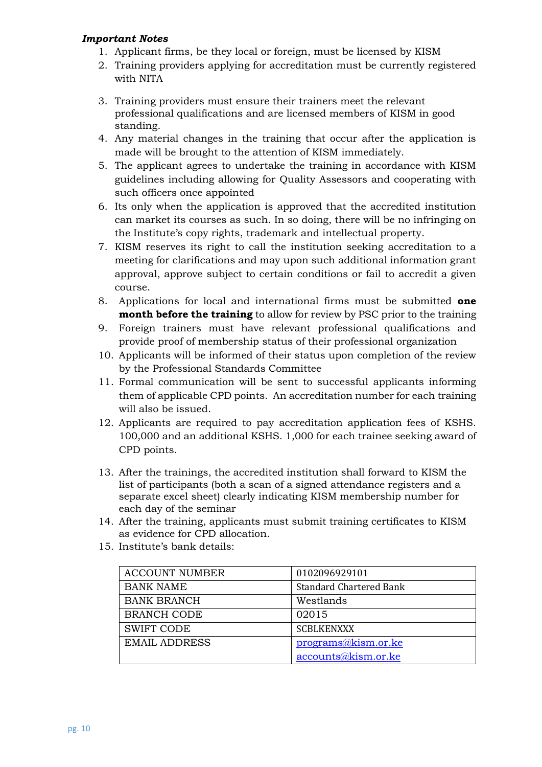***Important Notes***

1. Applicant firms, be they local or foreign, must be licensed by KISM
2. Training providers applying for accreditation must be currently registered with NITA
3. Training providers must ensure their trainers meet the relevant professional qualifications and are licensed members of KISM in good standing.
4. Any material changes in the training that occur after the application is made will be brought to the attention of KISM immediately.
5. The applicant agrees to undertake the training in accordance with KISM guidelines including allowing for Quality Assessors and cooperating with such officers once appointed
6. Its only when the application is approved that the accredited institution can market its courses as such. In so doing, there will be no infringing on the Institute's copy rights, trademark and intellectual property.
7. KISM reserves its right to call the institution seeking accreditation to a meeting for clarifications and may upon such additional information grant approval, approve subject to certain conditions or fail to accredit a given course.
8. Applications for local and international firms must be submitted **one month before the training** to allow for review by PSC prior to the training
9. Foreign trainers must have relevant professional qualifications and provide proof of membership status of their professional organization
10. Applicants will be informed of their status upon completion of the review by the Professional Standards Committee
11. Formal communication will be sent to successful applicants informing them of applicable CPD points. An accreditation number for each training will also be issued.
12. Applicants are required to pay accreditation application fees of KSHS. 100,000 and an additional KSHS. 1,000 for each trainee seeking award of CPD points.
13. After the trainings, the accredited institution shall forward to KISM the list of participants (both a scan of a signed attendance registers and a separate excel sheet) clearly indicating KISM membership number for each day of the seminar
14. After the training, applicants must submit training certificates to KISM as evidence for CPD allocation.
15. Institute's bank details:

| ACCOUNT NUMBER | 0102096929101 |
|---|---|
| BANK NAME | Standard Chartered Bank |
| BANK BRANCH | Westlands |
| BRANCH CODE | 02015 |
| SWIFT CODE | SCBLKENXXX |
| EMAIL ADDRESS | programs@kism.or.ke<br>accounts@kism.or.ke |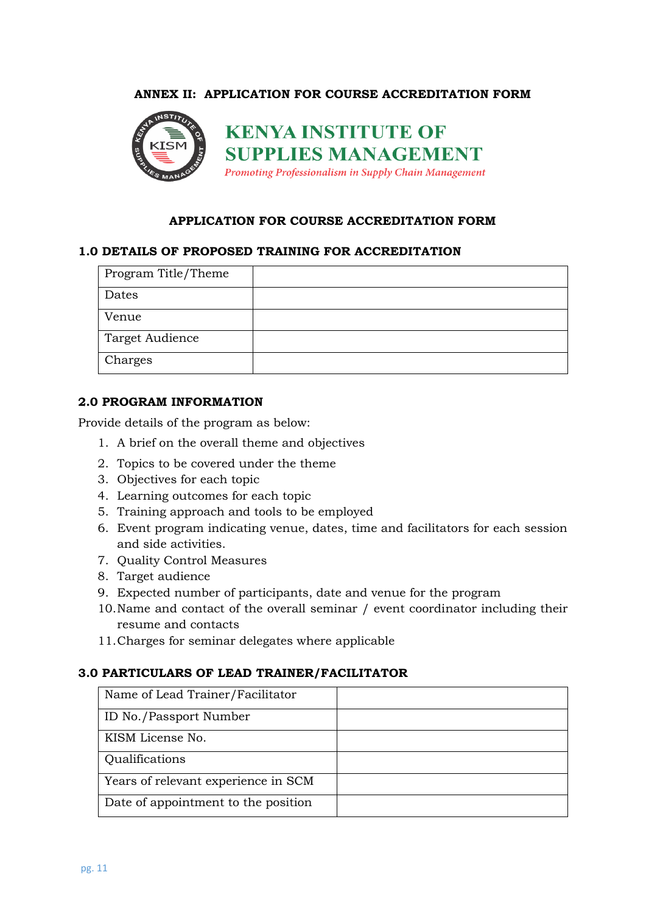**ANNEX II: APPLICATION FOR COURSE ACCREDITATION FORM**

**KENYA INSTITUTE OF SUPPLIES MANAGEMENT**

*Promoting Professionalism in Supply Chain Management*

## APPLICATION FOR COURSE ACCREDITATION FORM

### 1.0 DETAILS OF PROPOSED TRAINING FOR ACCREDITATION

| | |
|---|---|
| Program Title/Theme | |
| Dates | |
| Venue | |
| Target Audience | |
| Charges | |

### 2.0 PROGRAM INFORMATION

Provide details of the program as below:

1. A brief on the overall theme and objectives
2. Topics to be covered under the theme
3. Objectives for each topic
4. Learning outcomes for each topic
5. Training approach and tools to be employed
6. Event program indicating venue, dates, time and facilitators for each session and side activities.
7. Quality Control Measures
8. Target audience
9. Expected number of participants, date and venue for the program
10. Name and contact of the overall seminar / event coordinator including their resume and contacts
11. Charges for seminar delegates where applicable

### 3.0 PARTICULARS OF LEAD TRAINER/FACILITATOR

| | |
|---|---|
| Name of Lead Trainer/Facilitator | |
| ID No./Passport Number | |
| KISM License No. | |
| Qualifications | |
| Years of relevant experience in SCM | |
| Date of appointment to the position | |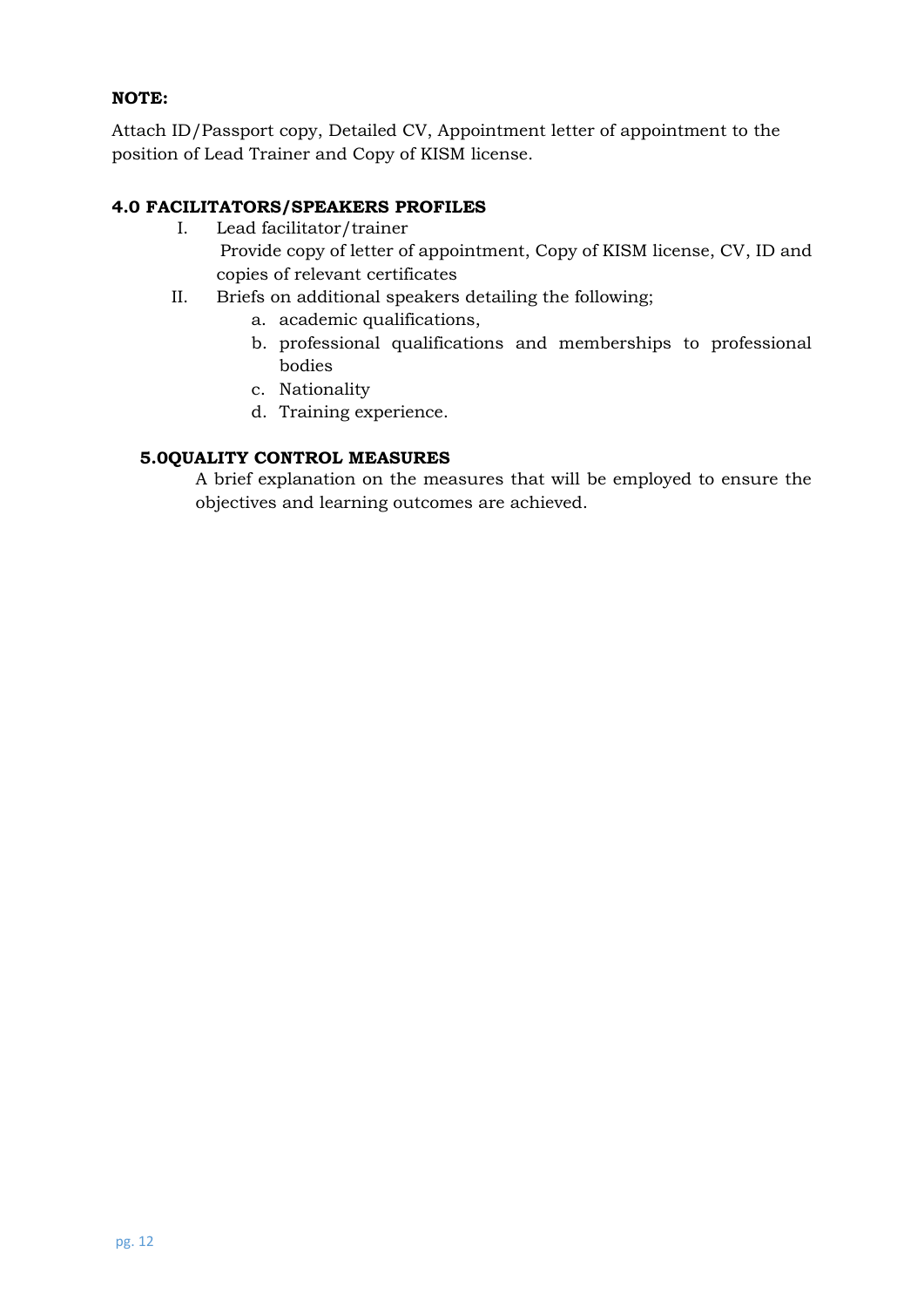**NOTE:**

Attach ID/Passport copy, Detailed CV, Appointment letter of appointment to the position of Lead Trainer and Copy of KISM license.

## 4.0 FACILITATORS/SPEAKERS PROFILES

I. Lead facilitator/trainer
   Provide copy of letter of appointment, Copy of KISM license, CV, ID and copies of relevant certificates

II. Briefs on additional speakers detailing the following;
   a. academic qualifications,
   b. professional qualifications and memberships to professional bodies
   c. Nationality
   d. Training experience.

## 5.0QUALITY CONTROL MEASURES

A brief explanation on the measures that will be employed to ensure the objectives and learning outcomes are achieved.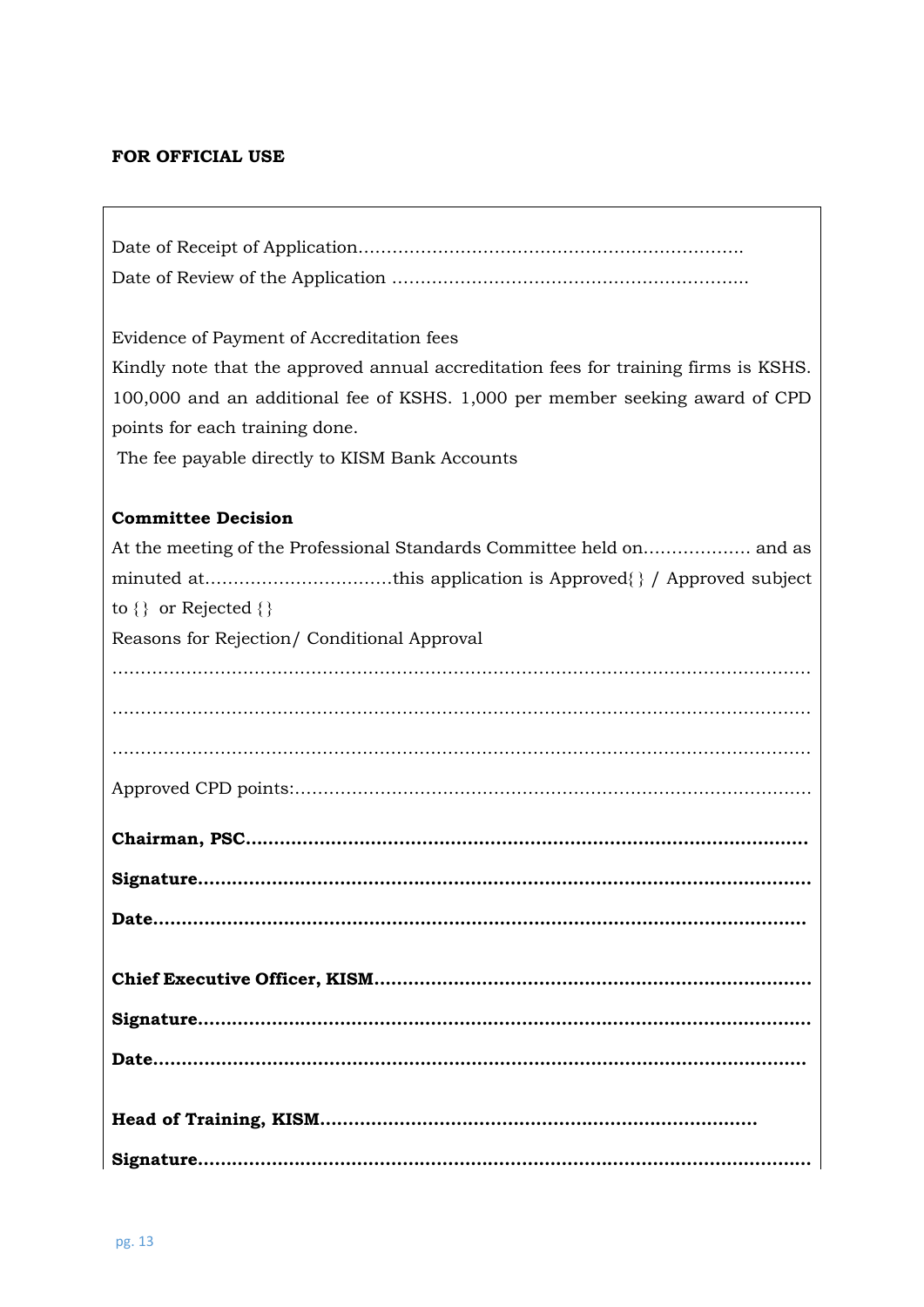**FOR OFFICIAL USE**

Date of Receipt of Application.....................................................................

Date of Review of the Application ...............................................................

Evidence of Payment of Accreditation fees

Kindly note that the approved annual accreditation fees for training firms is KSHS. 100,000 and an additional fee of KSHS. 1,000 per member seeking award of CPD points for each training done.

The fee payable directly to KISM Bank Accounts

**Committee Decision**

At the meeting of the Professional Standards Committee held on................... and as minuted at.................................this application is Approved{} / Approved subject to {} or Rejected {}

Reasons for Rejection/ Conditional Approval

.............................................................................................................................

.............................................................................................................................

.............................................................................................................................

Approved CPD points:...........................................................................................

**Chairman, PSC...................................................................................................**

**Signature...........................................................................................................**

**Date...................................................................................................................**

**Chief Executive Officer, KISM..........................................................................**

**Signature...........................................................................................................**

**Date...................................................................................................................**

**Head of Training, KISM.............................................................................**

**Signature...........................................................................................................**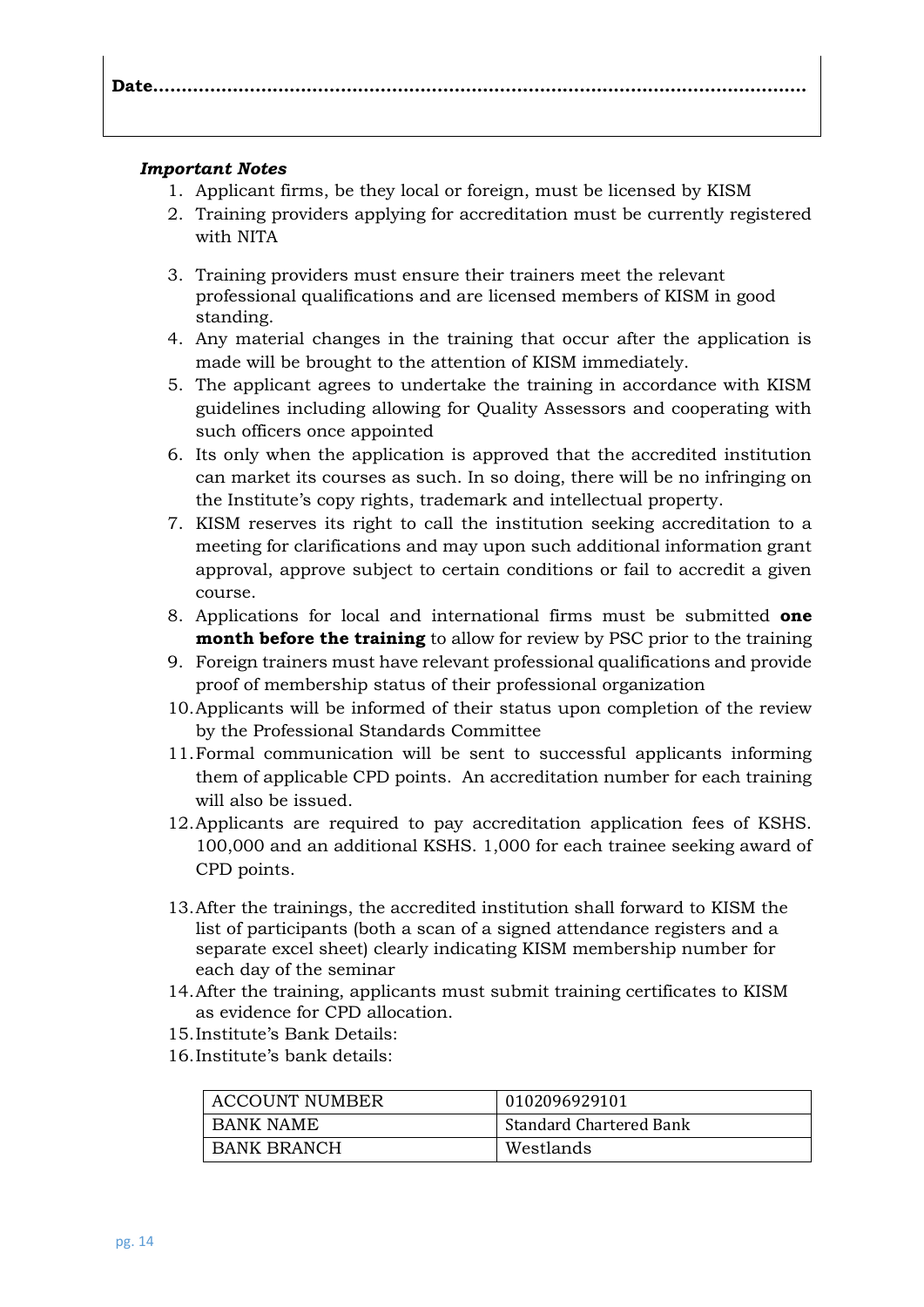**Date.......................................................................................................**

***Important Notes***

1. Applicant firms, be they local or foreign, must be licensed by KISM
2. Training providers applying for accreditation must be currently registered with NITA
3. Training providers must ensure their trainers meet the relevant professional qualifications and are licensed members of KISM in good standing.
4. Any material changes in the training that occur after the application is made will be brought to the attention of KISM immediately.
5. The applicant agrees to undertake the training in accordance with KISM guidelines including allowing for Quality Assessors and cooperating with such officers once appointed
6. Its only when the application is approved that the accredited institution can market its courses as such. In so doing, there will be no infringing on the Institute's copy rights, trademark and intellectual property.
7. KISM reserves its right to call the institution seeking accreditation to a meeting for clarifications and may upon such additional information grant approval, approve subject to certain conditions or fail to accredit a given course.
8. Applications for local and international firms must be submitted **one month before the training** to allow for review by PSC prior to the training
9. Foreign trainers must have relevant professional qualifications and provide proof of membership status of their professional organization
10. Applicants will be informed of their status upon completion of the review by the Professional Standards Committee
11. Formal communication will be sent to successful applicants informing them of applicable CPD points. An accreditation number for each training will also be issued.
12. Applicants are required to pay accreditation application fees of KSHS. 100,000 and an additional KSHS. 1,000 for each trainee seeking award of CPD points.
13. After the trainings, the accredited institution shall forward to KISM the list of participants (both a scan of a signed attendance registers and a separate excel sheet) clearly indicating KISM membership number for each day of the seminar
14. After the training, applicants must submit training certificates to KISM as evidence for CPD allocation.
15. Institute's Bank Details:
16. Institute's bank details:

| ACCOUNT NUMBER | 0102096929101 |
|---|---|
| BANK NAME | Standard Chartered Bank |
| BANK BRANCH | Westlands |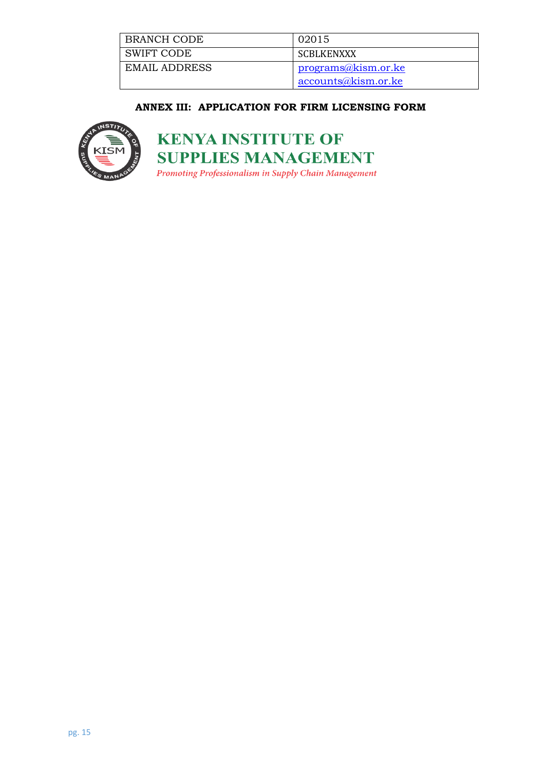| | |
|---|---|
| BRANCH CODE | 02015 |
| SWIFT CODE | SCBLKENXXX |
| EMAIL ADDRESS | programs@kism.or.ke<br>accounts@kism.or.ke |

**ANNEX III: APPLICATION FOR FIRM LICENSING FORM**

# KENYA INSTITUTE OF SUPPLIES MANAGEMENT

*Promoting Professionalism in Supply Chain Management*